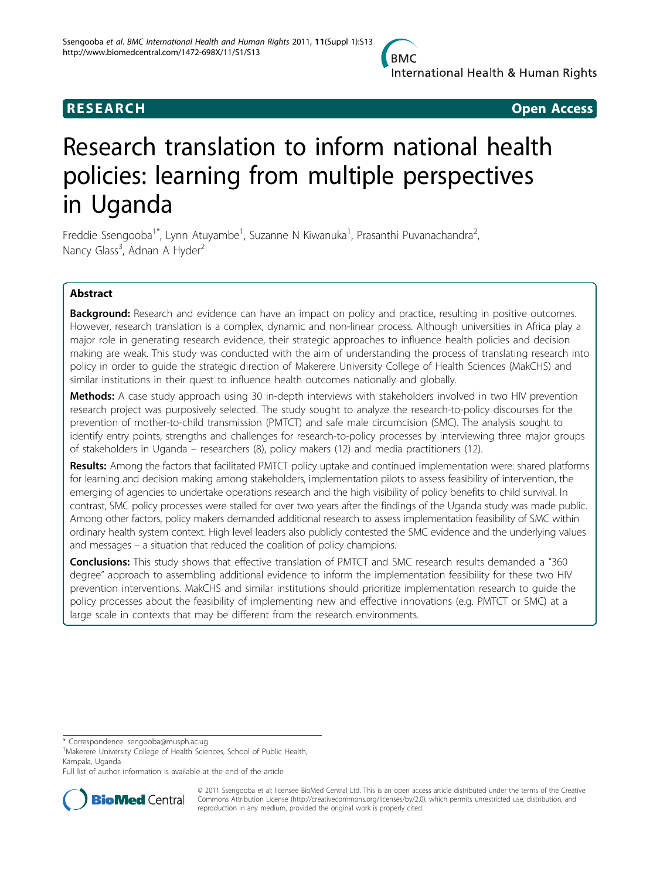RESEARCH Open Access

# Research translation to inform national health policies: learning from multiple perspectives in Uganda

Freddie Ssengooba[1*], Lynn Atuyambe[1], Suzanne N Kiwanuka[1], Prasanthi Puvanachandra[2], Nancy Glass[3], Adnan A Hyder[2]

## Abstract

**Background:** Research and evidence can have an impact on policy and practice, resulting in positive outcomes. However, research translation is a complex, dynamic and non-linear process. Although universities in Africa play a major role in generating research evidence, their strategic approaches to influence health policies and decision making are weak. This study was conducted with the aim of understanding the process of translating research into policy in order to guide the strategic direction of Makerere University College of Health Sciences (MakCHS) and similar institutions in their quest to influence health outcomes nationally and globally.

**Methods:** A case study approach using 30 in-depth interviews with stakeholders involved in two HIV prevention research project was purposively selected. The study sought to analyze the research-to-policy discourses for the prevention of mother-to-child transmission (PMTCT) and safe male circumcision (SMC). The analysis sought to identify entry points, strengths and challenges for research-to-policy processes by interviewing three major groups of stakeholders in Uganda – researchers (8), policy makers (12) and media practitioners (12).

**Results:** Among the factors that facilitated PMTCT policy uptake and continued implementation were: shared platforms for learning and decision making among stakeholders, implementation pilots to assess feasibility of intervention, the emerging of agencies to undertake operations research and the high visibility of policy benefits to child survival. In contrast, SMC policy processes were stalled for over two years after the findings of the Uganda study was made public. Among other factors, policy makers demanded additional research to assess implementation feasibility of SMC within ordinary health system context. High level leaders also publicly contested the SMC evidence and the underlying values and messages – a situation that reduced the coalition of policy champions.

**Conclusions:** This study shows that effective translation of PMTCT and SMC research results demanded a "360 degree" approach to assembling additional evidence to inform the implementation feasibility for these two HIV prevention interventions. MakCHS and similar institutions should prioritize implementation research to guide the policy processes about the feasibility of implementing new and effective innovations (e.g. PMTCT or SMC) at a large scale in contexts that may be different from the research environments.

---

\* Correspondence: sengooba@musph.ac.ug

[1]Makerere University College of Health Sciences, School of Public Health, Kampala, Uganda

Full list of author information is available at the end of the article

© 2011 Ssengooba et al; licensee BioMed Central Ltd. This is an open access article distributed under the terms of the Creative Commons Attribution License (http://creativecommons.org/licenses/by/2.0), which permits unrestricted use, distribution, and reproduction in any medium, provided the original work is properly cited.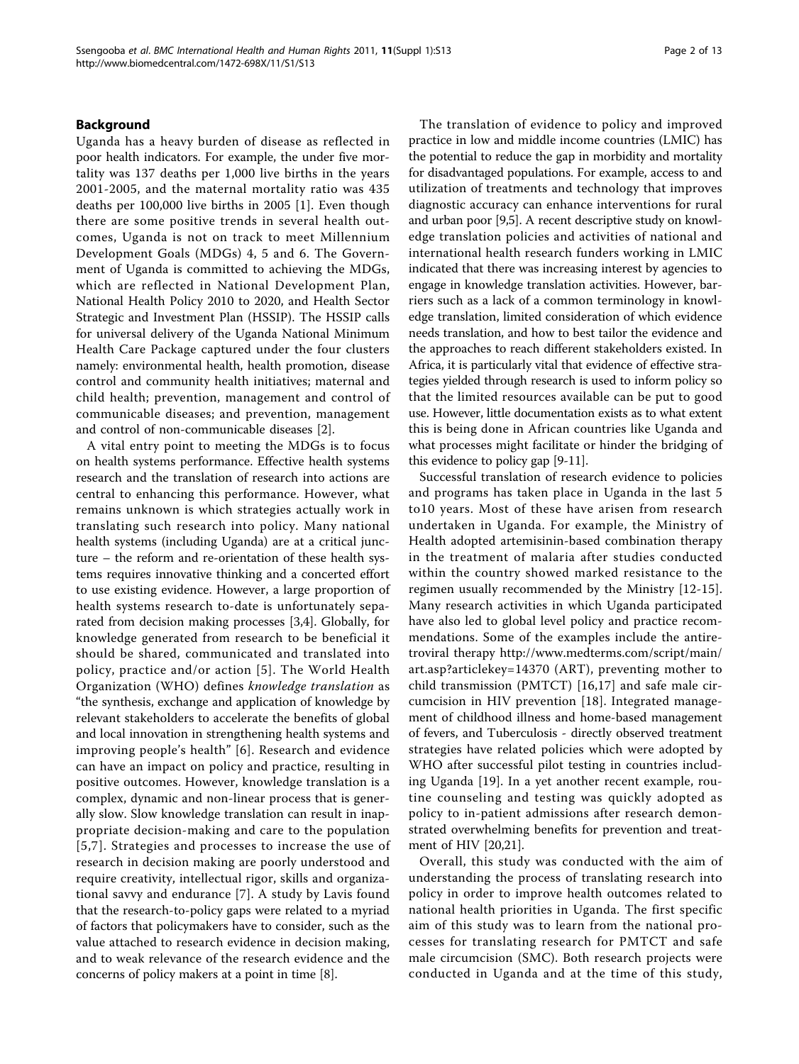## Background

Uganda has a heavy burden of disease as reflected in poor health indicators. For example, the under five mortality was 137 deaths per 1,000 live births in the years 2001-2005, and the maternal mortality ratio was 435 deaths per 100,000 live births in 2005 [1]. Even though there are some positive trends in several health outcomes, Uganda is not on track to meet Millennium Development Goals (MDGs) 4, 5 and 6. The Government of Uganda is committed to achieving the MDGs, which are reflected in National Development Plan, National Health Policy 2010 to 2020, and Health Sector Strategic and Investment Plan (HSSIP). The HSSIP calls for universal delivery of the Uganda National Minimum Health Care Package captured under the four clusters namely: environmental health, health promotion, disease control and community health initiatives; maternal and child health; prevention, management and control of communicable diseases; and prevention, management and control of non-communicable diseases [2].

A vital entry point to meeting the MDGs is to focus on health systems performance. Effective health systems research and the translation of research into actions are central to enhancing this performance. However, what remains unknown is which strategies actually work in translating such research into policy. Many national health systems (including Uganda) are at a critical juncture – the reform and re-orientation of these health systems requires innovative thinking and a concerted effort to use existing evidence. However, a large proportion of health systems research to-date is unfortunately separated from decision making processes [3,4]. Globally, for knowledge generated from research to be beneficial it should be shared, communicated and translated into policy, practice and/or action [5]. The World Health Organization (WHO) defines *knowledge translation* as "the synthesis, exchange and application of knowledge by relevant stakeholders to accelerate the benefits of global and local innovation in strengthening health systems and improving people's health" [6]. Research and evidence can have an impact on policy and practice, resulting in positive outcomes. However, knowledge translation is a complex, dynamic and non-linear process that is generally slow. Slow knowledge translation can result in inappropriate decision-making and care to the population [5,7]. Strategies and processes to increase the use of research in decision making are poorly understood and require creativity, intellectual rigor, skills and organizational savvy and endurance [7]. A study by Lavis found that the research-to-policy gaps were related to a myriad of factors that policymakers have to consider, such as the value attached to research evidence in decision making, and to weak relevance of the research evidence and the concerns of policy makers at a point in time [8].

The translation of evidence to policy and improved practice in low and middle income countries (LMIC) has the potential to reduce the gap in morbidity and mortality for disadvantaged populations. For example, access to and utilization of treatments and technology that improves diagnostic accuracy can enhance interventions for rural and urban poor [9,5]. A recent descriptive study on knowledge translation policies and activities of national and international health research funders working in LMIC indicated that there was increasing interest by agencies to engage in knowledge translation activities. However, barriers such as a lack of a common terminology in knowledge translation, limited consideration of which evidence needs translation, and how to best tailor the evidence and the approaches to reach different stakeholders existed. In Africa, it is particularly vital that evidence of effective strategies yielded through research is used to inform policy so that the limited resources available can be put to good use. However, little documentation exists as to what extent this is being done in African countries like Uganda and what processes might facilitate or hinder the bridging of this evidence to policy gap [9-11].

Successful translation of research evidence to policies and programs has taken place in Uganda in the last 5 to10 years. Most of these have arisen from research undertaken in Uganda. For example, the Ministry of Health adopted artemisinin-based combination therapy in the treatment of malaria after studies conducted within the country showed marked resistance to the regimen usually recommended by the Ministry [12-15]. Many research activities in which Uganda participated have also led to global level policy and practice recommendations. Some of the examples include the antiretroviral therapy http://www.medterms.com/script/main/art.asp?articlekey=14370 (ART), preventing mother to child transmission (PMTCT) [16,17] and safe male circumcision in HIV prevention [18]. Integrated management of childhood illness and home-based management of fevers, and Tuberculosis - directly observed treatment strategies have related policies which were adopted by WHO after successful pilot testing in countries including Uganda [19]. In a yet another recent example, routine counseling and testing was quickly adopted as policy to in-patient admissions after research demonstrated overwhelming benefits for prevention and treatment of HIV [20,21].

Overall, this study was conducted with the aim of understanding the process of translating research into policy in order to improve health outcomes related to national health priorities in Uganda. The first specific aim of this study was to learn from the national processes for translating research for PMTCT and safe male circumcision (SMC). Both research projects were conducted in Uganda and at the time of this study,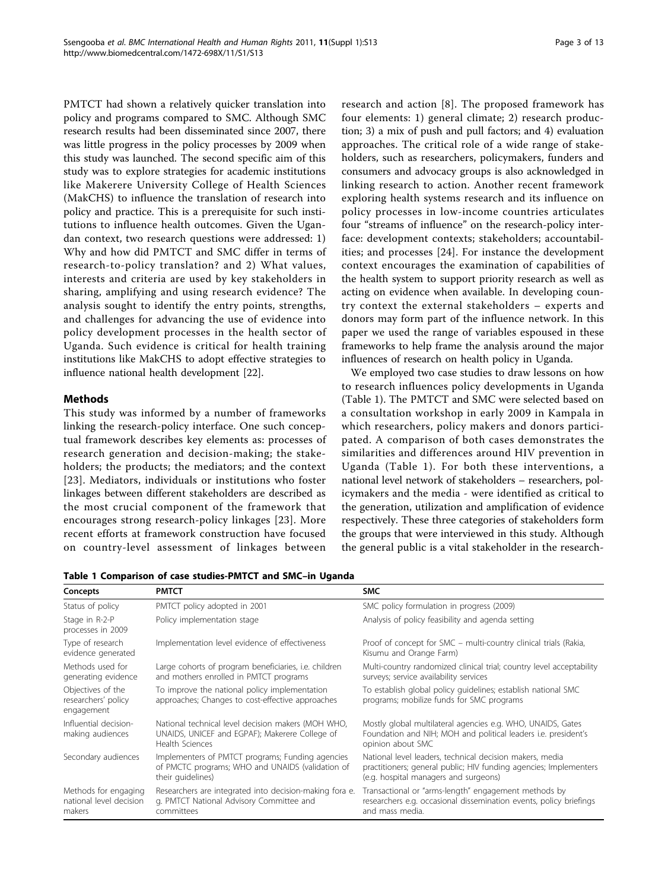PMTCT had shown a relatively quicker translation into policy and programs compared to SMC. Although SMC research results had been disseminated since 2007, there was little progress in the policy processes by 2009 when this study was launched. The second specific aim of this study was to explore strategies for academic institutions like Makerere University College of Health Sciences (MakCHS) to influence the translation of research into policy and practice. This is a prerequisite for such institutions to influence health outcomes. Given the Ugandan context, two research questions were addressed: 1) Why and how did PMTCT and SMC differ in terms of research-to-policy translation? and 2) What values, interests and criteria are used by key stakeholders in sharing, amplifying and using research evidence? The analysis sought to identify the entry points, strengths, and challenges for advancing the use of evidence into policy development processes in the health sector of Uganda. Such evidence is critical for health training institutions like MakCHS to adopt effective strategies to influence national health development [22].

## Methods

This study was informed by a number of frameworks linking the research-policy interface. One such conceptual framework describes key elements as: processes of research generation and decision-making; the stakeholders; the products; the mediators; and the context [23]. Mediators, individuals or institutions who foster linkages between different stakeholders are described as the most crucial component of the framework that encourages strong research-policy linkages [23]. More recent efforts at framework construction have focused on country-level assessment of linkages between research and action [8]. The proposed framework has four elements: 1) general climate; 2) research production; 3) a mix of push and pull factors; and 4) evaluation approaches. The critical role of a wide range of stakeholders, such as researchers, policymakers, funders and consumers and advocacy groups is also acknowledged in linking research to action. Another recent framework exploring health systems research and its influence on policy processes in low-income countries articulates four "streams of influence" on the research-policy interface: development contexts; stakeholders; accountabilities; and processes [24]. For instance the development context encourages the examination of capabilities of the health system to support priority research as well as acting on evidence when available. In developing country context the external stakeholders – experts and donors may form part of the influence network. In this paper we used the range of variables espoused in these frameworks to help frame the analysis around the major influences of research on health policy in Uganda.

We employed two case studies to draw lessons on how to research influences policy developments in Uganda (Table 1). The PMTCT and SMC were selected based on a consultation workshop in early 2009 in Kampala in which researchers, policy makers and donors participated. A comparison of both cases demonstrates the similarities and differences around HIV prevention in Uganda (Table 1). For both these interventions, a national level network of stakeholders – researchers, policymakers and the media - were identified as critical to the generation, utilization and amplification of evidence respectively. These three categories of stakeholders form the groups that were interviewed in this study. Although the general public is a vital stakeholder in the research-

**Table 1 Comparison of case studies-PMTCT and SMC–in Uganda**

| Concepts | PMTCT | SMC |
|---|---|---|
| Status of policy | PMTCT policy adopted in 2001 | SMC policy formulation in progress (2009) |
| Stage in R-2-P processes in 2009 | Policy implementation stage | Analysis of policy feasibility and agenda setting |
| Type of research evidence generated | Implementation level evidence of effectiveness | Proof of concept for SMC – multi-country clinical trials (Rakia, Kisumu and Orange Farm) |
| Methods used for generating evidence | Large cohorts of program beneficiaries, i.e. children and mothers enrolled in PMTCT programs | Multi-country randomized clinical trial; country level acceptability surveys; service availability services |
| Objectives of the researchers' policy engagement | To improve the national policy implementation approaches; Changes to cost-effective approaches | To establish global policy guidelines; establish national SMC programs; mobilize funds for SMC programs |
| Influential decision-making audiences | National technical level decision makers (MOH WHO, UNAIDS, UNICEF and EGPAF); Makerere College of Health Sciences | Mostly global multilateral agencies e.g. WHO, UNAIDS, Gates Foundation and NIH; MOH and political leaders i.e. president's opinion about SMC |
| Secondary audiences | Implementers of PMTCT programs; Funding agencies of PMCTC programs; WHO and UNAIDS (validation of their guidelines) | National level leaders, technical decision makers, media practitioners; general public; HIV funding agencies; Implementers (e.g. hospital managers and surgeons) |
| Methods for engaging national level decision makers | Researchers are integrated into decision-making fora e. g. PMTCT National Advisory Committee and committees | Transactional or "arms-length" engagement methods by researchers e.g. occasional dissemination events, policy briefings and mass media. |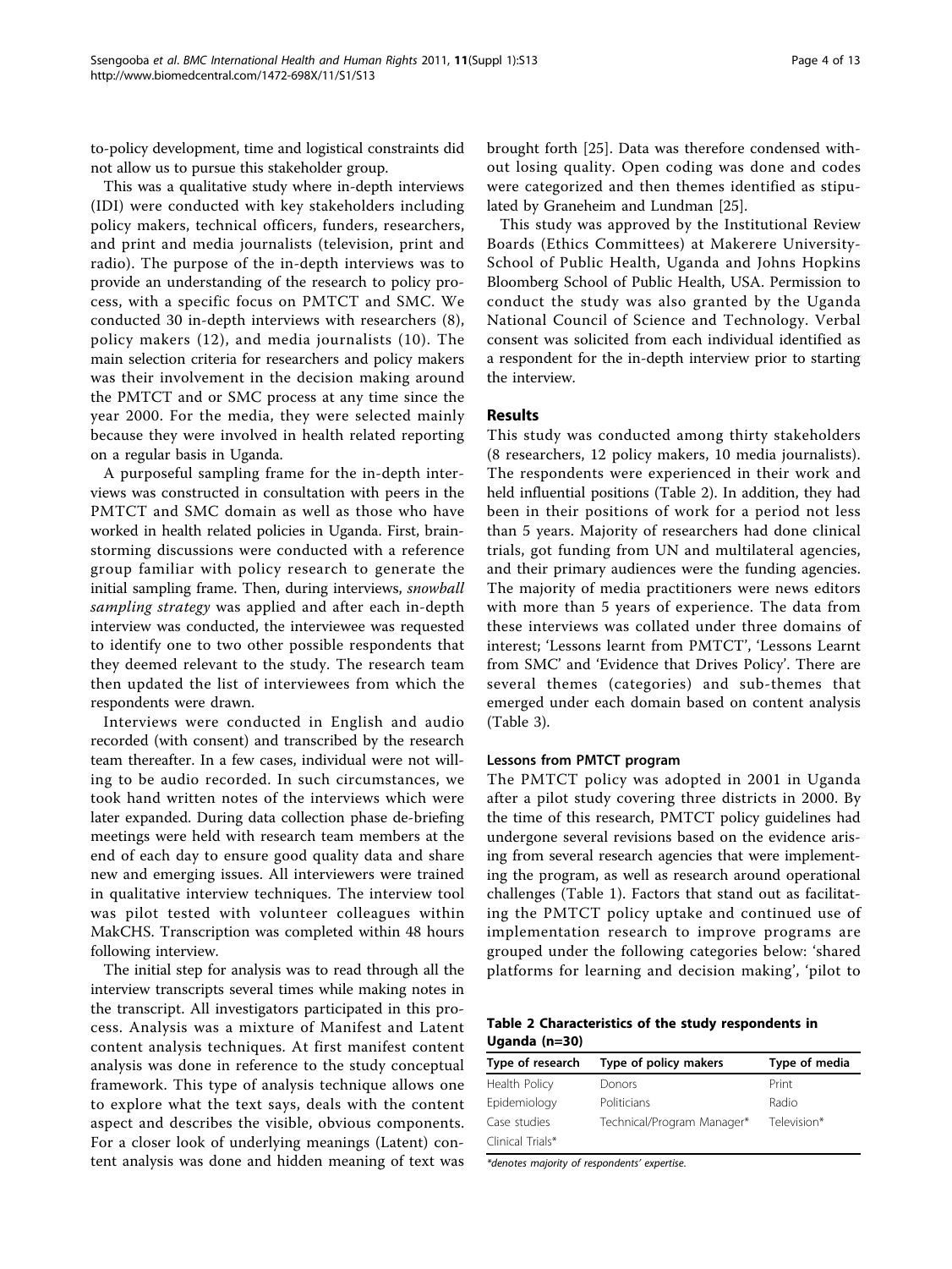to-policy development, time and logistical constraints did not allow us to pursue this stakeholder group.

This was a qualitative study where in-depth interviews (IDI) were conducted with key stakeholders including policy makers, technical officers, funders, researchers, and print and media journalists (television, print and radio). The purpose of the in-depth interviews was to provide an understanding of the research to policy process, with a specific focus on PMTCT and SMC. We conducted 30 in-depth interviews with researchers (8), policy makers (12), and media journalists (10). The main selection criteria for researchers and policy makers was their involvement in the decision making around the PMTCT and or SMC process at any time since the year 2000. For the media, they were selected mainly because they were involved in health related reporting on a regular basis in Uganda.

A purposeful sampling frame for the in-depth interviews was constructed in consultation with peers in the PMTCT and SMC domain as well as those who have worked in health related policies in Uganda. First, brainstorming discussions were conducted with a reference group familiar with policy research to generate the initial sampling frame. Then, during interviews, *snowball sampling strategy* was applied and after each in-depth interview was conducted, the interviewee was requested to identify one to two other possible respondents that they deemed relevant to the study. The research team then updated the list of interviewees from which the respondents were drawn.

Interviews were conducted in English and audio recorded (with consent) and transcribed by the research team thereafter. In a few cases, individual were not willing to be audio recorded. In such circumstances, we took hand written notes of the interviews which were later expanded. During data collection phase de-briefing meetings were held with research team members at the end of each day to ensure good quality data and share new and emerging issues. All interviewers were trained in qualitative interview techniques. The interview tool was pilot tested with volunteer colleagues within MakCHS. Transcription was completed within 48 hours following interview.

The initial step for analysis was to read through all the interview transcripts several times while making notes in the transcript. All investigators participated in this process. Analysis was a mixture of Manifest and Latent content analysis techniques. At first manifest content analysis was done in reference to the study conceptual framework. This type of analysis technique allows one to explore what the text says, deals with the content aspect and describes the visible, obvious components. For a closer look of underlying meanings (Latent) content analysis was done and hidden meaning of text was brought forth [25]. Data was therefore condensed without losing quality. Open coding was done and codes were categorized and then themes identified as stipulated by Graneheim and Lundman [25].

This study was approved by the Institutional Review Boards (Ethics Committees) at Makerere University-School of Public Health, Uganda and Johns Hopkins Bloomberg School of Public Health, USA. Permission to conduct the study was also granted by the Uganda National Council of Science and Technology. Verbal consent was solicited from each individual identified as a respondent for the in-depth interview prior to starting the interview.

## Results

This study was conducted among thirty stakeholders (8 researchers, 12 policy makers, 10 media journalists). The respondents were experienced in their work and held influential positions (Table 2). In addition, they had been in their positions of work for a period not less than 5 years. Majority of researchers had done clinical trials, got funding from UN and multilateral agencies, and their primary audiences were the funding agencies. The majority of media practitioners were news editors with more than 5 years of experience. The data from these interviews was collated under three domains of interest; 'Lessons learnt from PMTCT', 'Lessons Learnt from SMC' and 'Evidence that Drives Policy'. There are several themes (categories) and sub-themes that emerged under each domain based on content analysis (Table 3).

### Lessons from PMTCT program

The PMTCT policy was adopted in 2001 in Uganda after a pilot study covering three districts in 2000. By the time of this research, PMTCT policy guidelines had undergone several revisions based on the evidence arising from several research agencies that were implementing the program, as well as research around operational challenges (Table 1). Factors that stand out as facilitating the PMTCT policy uptake and continued use of implementation research to improve programs are grouped under the following categories below: 'shared platforms for learning and decision making', 'pilot to

**Table 2 Characteristics of the study respondents in Uganda (n=30)**

| Type of research | Type of policy makers | Type of media |
|---|---|---|
| Health Policy | Donors | Print |
| Epidemiology | Politicians | Radio |
| Case studies | Technical/Program Manager* | Television* |
| Clinical Trials* | | |

*denotes majority of respondents' expertise.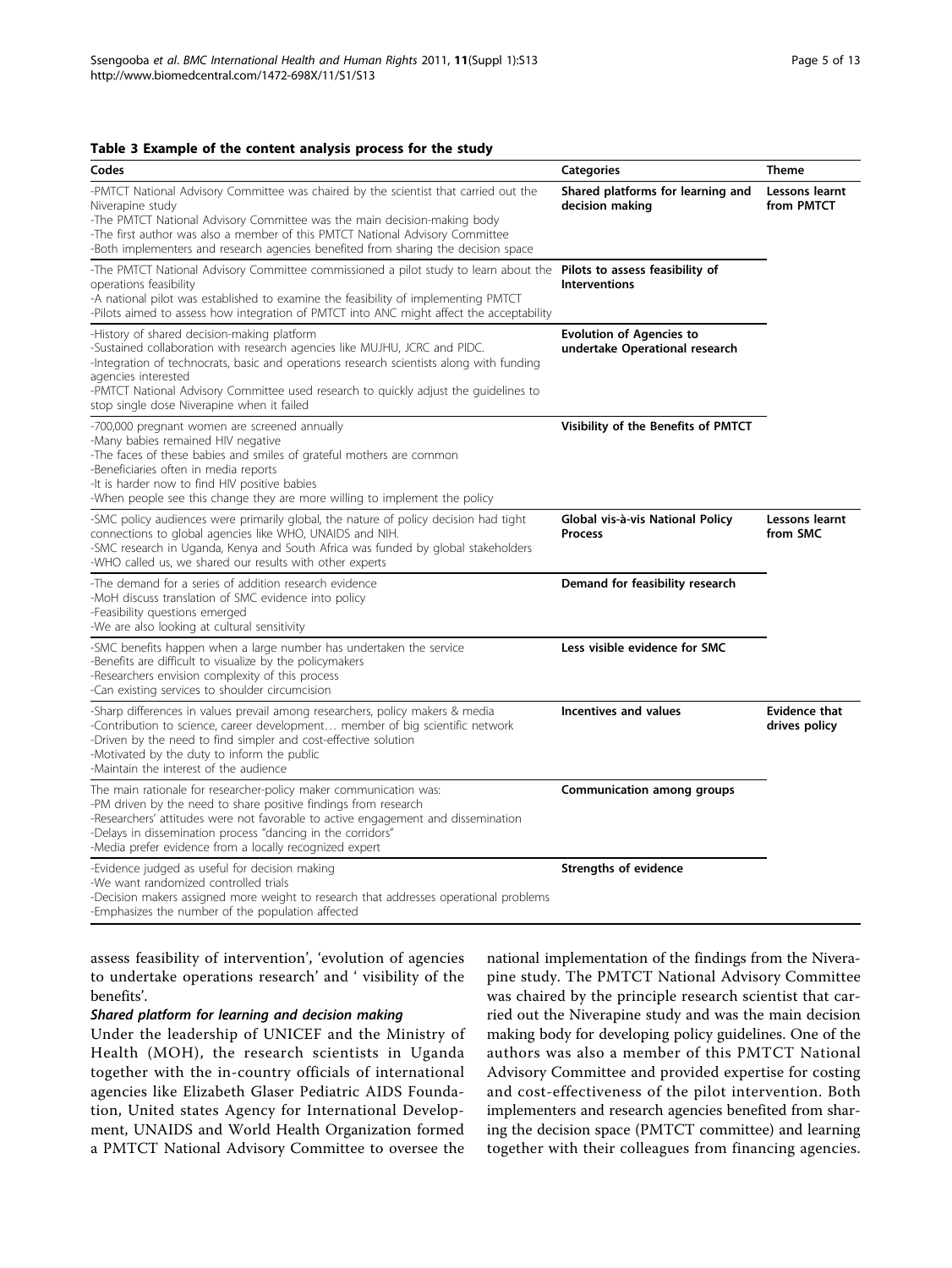**Table 3 Example of the content analysis process for the study**

| Codes | Categories | Theme |
|---|---|---|
| -PMTCT National Advisory Committee was chaired by the scientist that carried out the Niverapine study<br>-The PMTCT National Advisory Committee was the main decision-making body<br>-The first author was also a member of this PMTCT National Advisory Committee<br>-Both implementers and research agencies benefited from sharing the decision space | **Shared platforms for learning and decision making** | **Lessons learnt from PMTCT** |
| -The PMTCT National Advisory Committee commissioned a pilot study to learn about the operations feasibility<br>-A national pilot was established to examine the feasibility of implementing PMTCT<br>-Pilots aimed to assess how integration of PMTCT into ANC might affect the acceptability | **Pilots to assess feasibility of Interventions** | |
| -History of shared decision-making platform<br>-Sustained collaboration with research agencies like MUJHU, JCRC and PIDC.<br>-Integration of technocrats, basic and operations research scientists along with funding agencies interested<br>-PMTCT National Advisory Committee used research to quickly adjust the guidelines to stop single dose Niveraipine when it failed | **Evolution of Agencies to undertake Operational research** | |
| -700,000 pregnant women are screened annually<br>-Many babies remained HIV negative<br>-The faces of these babies and smiles of grateful mothers are common<br>-Beneficiaries often in media reports<br>-It is harder now to find HIV positive babies<br>-When people see this change they are more willing to implement the policy | **Visibility of the Benefits of PMTCT** | |
| -SMC policy audiences were primarily global, the nature of policy decision had tight connections to global agencies like WHO, UNAIDS and NIH.<br>-SMC research in Uganda, Kenya and South Africa was funded by global stakeholders<br>-WHO called us, we shared our results with other experts | **Global vis-à-vis National Policy Process** | **Lessons learnt from SMC** |
| -The demand for a series of addition research evidence<br>-MoH discuss translation of SMC evidence into policy<br>-Feasibility questions emerged<br>-We are also looking at cultural sensitivity | **Demand for feasibility research** | |
| -SMC benefits happen when a large number has undertaken the service<br>-Benefits are difficult to visualize by the policymakers<br>-Researchers envision complexity of this process<br>-Can existing services to shoulder circumcision | **Less visible evidence for SMC** | |
| -Sharp differences in values prevail among researchers, policy makers & media<br>-Contribution to science, career development… member of big scientific network<br>-Driven by the need to find simpler and cost-effective solution<br>-Motivated by the duty to inform the public<br>-Maintain the interest of the audience | **Incentives and values** | **Evidence that drives policy** |
| The main rationale for researcher-policy maker communication was:<br>-PM driven by the need to share positive findings from research<br>-Researchers' attitudes were not favorable to active engagement and dissemination<br>-Delays in dissemination process "dancing in the corridors"<br>-Media prefer evidence from a locally recognized expert | **Communication among groups** | |
| -Evidence judged as useful for decision making<br>-We want randomized controlled trials<br>-Decision makers assigned more weight to research that addresses operational problems<br>-Emphasizes the number of the population affected | **Strengths of evidence** | |

assess feasibility of intervention', 'evolution of agencies to undertake operations research' and ' visibility of the benefits'.

***Shared platform for learning and decision making***

Under the leadership of UNICEF and the Ministry of Health (MOH), the research scientists in Uganda together with the in-country officials of international agencies like Elizabeth Glaser Pediatric AIDS Foundation, United states Agency for International Development, UNAIDS and World Health Organization formed a PMTCT National Advisory Committee to oversee the national implementation of the findings from the Niverapine study. The PMTCT National Advisory Committee was chaired by the principle research scientist that carried out the Niverapine study and was the main decision making body for developing policy guidelines. One of the authors was also a member of this PMTCT National Advisory Committee and provided expertise for costing and cost-effectiveness of the pilot intervention. Both implementers and research agencies benefited from sharing the decision space (PMTCT committee) and learning together with their colleagues from financing agencies.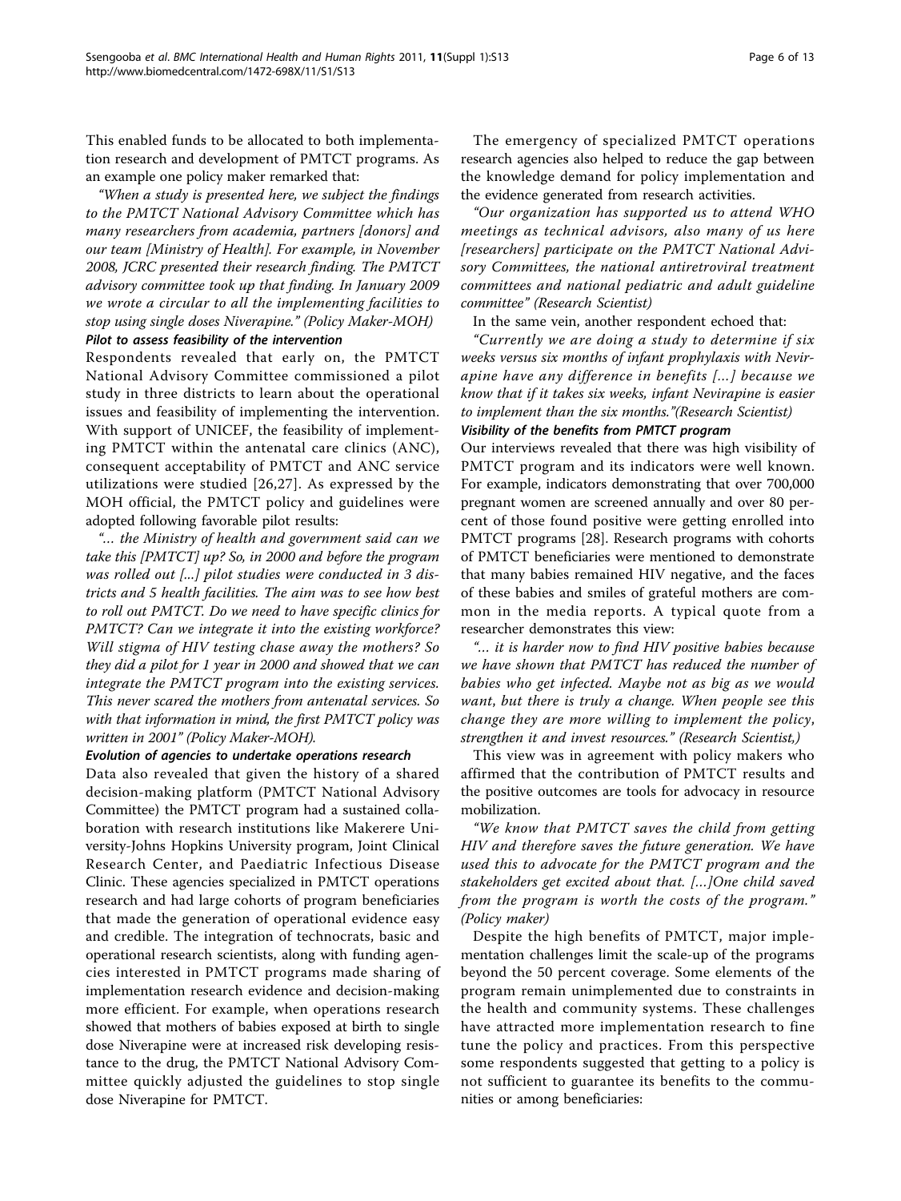This enabled funds to be allocated to both implementation research and development of PMTCT programs. As an example one policy maker remarked that:

*"When a study is presented here, we subject the findings to the PMTCT National Advisory Committee which has many researchers from academia, partners [donors] and our team [Ministry of Health]. For example, in November 2008, JCRC presented their research finding. The PMTCT advisory committee took up that finding. In January 2009 we wrote a circular to all the implementing facilities to stop using single doses Niverapine." (Policy Maker-MOH)*

#### *Pilot to assess feasibility of the intervention*

Respondents revealed that early on, the PMTCT National Advisory Committee commissioned a pilot study in three districts to learn about the operational issues and feasibility of implementing the intervention. With support of UNICEF, the feasibility of implementing PMTCT within the antenatal care clinics (ANC), consequent acceptability of PMTCT and ANC service utilizations were studied [26,27]. As expressed by the MOH official, the PMTCT policy and guidelines were adopted following favorable pilot results:

*"... the Ministry of health and government said can we take this [PMTCT] up? So, in 2000 and before the program was rolled out [...] pilot studies were conducted in 3 districts and 5 health facilities. The aim was to see how best to roll out PMTCT. Do we need to have specific clinics for PMTCT? Can we integrate it into the existing workforce? Will stigma of HIV testing chase away the mothers? So they did a pilot for 1 year in 2000 and showed that we can integrate the PMTCT program into the existing services. This never scared the mothers from antenatal services. So with that information in mind, the first PMTCT policy was written in 2001" (Policy Maker-MOH).*

#### *Evolution of agencies to undertake operations research*

Data also revealed that given the history of a shared decision-making platform (PMTCT National Advisory Committee) the PMTCT program had a sustained collaboration with research institutions like Makerere University-Johns Hopkins University program, Joint Clinical Research Center, and Paediatric Infectious Disease Clinic. These agencies specialized in PMTCT operations research and had large cohorts of program beneficiaries that made the generation of operational evidence easy and credible. The integration of technocrats, basic and operational research scientists, along with funding agencies interested in PMTCT programs made sharing of implementation research evidence and decision-making more efficient. For example, when operations research showed that mothers of babies exposed at birth to single dose Niverapine were at increased risk developing resistance to the drug, the PMTCT National Advisory Committee quickly adjusted the guidelines to stop single dose Niverapine for PMTCT.

The emergency of specialized PMTCT operations research agencies also helped to reduce the gap between the knowledge demand for policy implementation and the evidence generated from research activities.

*"Our organization has supported us to attend WHO meetings as technical advisors, also many of us here [researchers] participate on the PMTCT National Advisory Committees, the national antiretroviral treatment committees and national pediatric and adult guideline committee" (Research Scientist)*

In the same vein, another respondent echoed that:

*"Currently we are doing a study to determine if six weeks versus six months of infant prophylaxis with Nevirapine have any difference in benefits [...] because we know that if it takes six weeks, infant Nevirapine is easier to implement than the six months."(Research Scientist)*

#### *Visibility of the benefits from PMTCT program*

Our interviews revealed that there was high visibility of PMTCT program and its indicators were well known. For example, indicators demonstrating that over 700,000 pregnant women are screened annually and over 80 percent of those found positive were getting enrolled into PMTCT programs [28]. Research programs with cohorts of PMTCT beneficiaries were mentioned to demonstrate that many babies remained HIV negative, and the faces of these babies and smiles of grateful mothers are common in the media reports. A typical quote from a researcher demonstrates this view:

*"... it is harder now to find HIV positive babies because we have shown that PMTCT has reduced the number of babies who get infected. Maybe not as big as we would want, but there is truly a change. When people see this change they are more willing to implement the policy, strengthen it and invest resources." (Research Scientist,)*

This view was in agreement with policy makers who affirmed that the contribution of PMTCT results and the positive outcomes are tools for advocacy in resource mobilization.

*"We know that PMTCT saves the child from getting HIV and therefore saves the future generation. We have used this to advocate for the PMTCT program and the stakeholders get excited about that. [...]One child saved from the program is worth the costs of the program." (Policy maker)*

Despite the high benefits of PMTCT, major implementation challenges limit the scale-up of the programs beyond the 50 percent coverage. Some elements of the program remain unimplemented due to constraints in the health and community systems. These challenges have attracted more implementation research to fine tune the policy and practices. From this perspective some respondents suggested that getting to a policy is not sufficient to guarantee its benefits to the communities or among beneficiaries: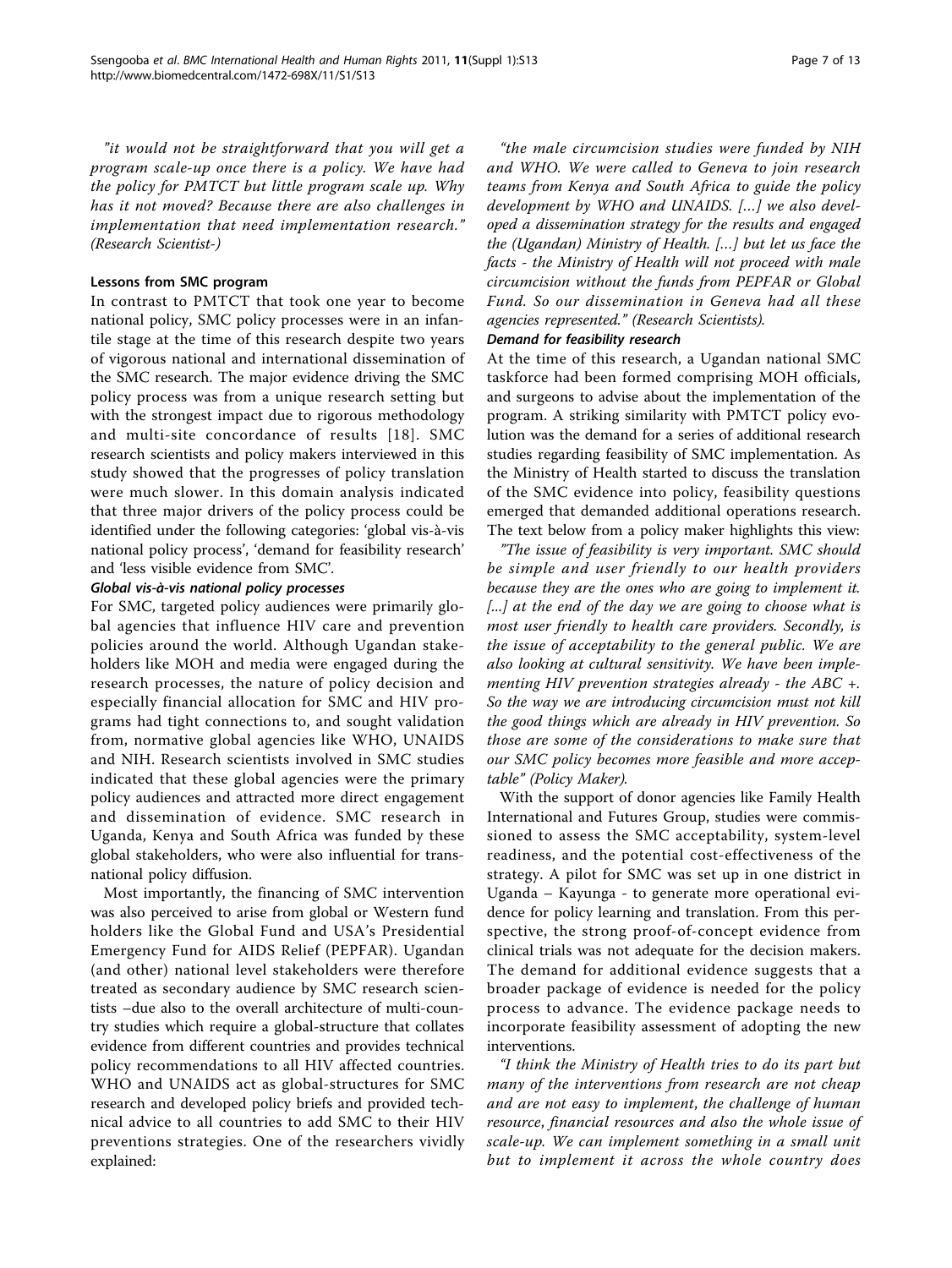*"it would not be straightforward that you will get a program scale-up once there is a policy. We have had the policy for PMTCT but little program scale up. Why has it not moved? Because there are also challenges in implementation that need implementation research."* (Research Scientist-)

### Lessons from SMC program

In contrast to PMTCT that took one year to become national policy, SMC policy processes were in an infantile stage at the time of this research despite two years of vigorous national and international dissemination of the SMC research. The major evidence driving the SMC policy process was from a unique research setting but with the strongest impact due to rigorous methodology and multi-site concordance of results [18]. SMC research scientists and policy makers interviewed in this study showed that the progresses of policy translation were much slower. In this domain analysis indicated that three major drivers of the policy process could be identified under the following categories: 'global vis-à-vis national policy process', 'demand for feasibility research' and 'less visible evidence from SMC'.

#### Global vis-à-vis national policy processes

For SMC, targeted policy audiences were primarily global agencies that influence HIV care and prevention policies around the world. Although Ugandan stakeholders like MOH and media were engaged during the research processes, the nature of policy decision and especially financial allocation for SMC and HIV programs had tight connections to, and sought validation from, normative global agencies like WHO, UNAIDS and NIH. Research scientists involved in SMC studies indicated that these global agencies were the primary policy audiences and attracted more direct engagement and dissemination of evidence. SMC research in Uganda, Kenya and South Africa was funded by these global stakeholders, who were also influential for trans-national policy diffusion.

Most importantly, the financing of SMC intervention was also perceived to arise from global or Western fund holders like the Global Fund and USA's Presidential Emergency Fund for AIDS Relief (PEPFAR). Ugandan (and other) national level stakeholders were therefore treated as secondary audience by SMC research scientists –due also to the overall architecture of multi-country studies which require a global-structure that collates evidence from different countries and provides technical policy recommendations to all HIV affected countries. WHO and UNAIDS act as global-structures for SMC research and developed policy briefs and provided technical advice to all countries to add SMC to their HIV preventions strategies. One of the researchers vividly explained:

*"the male circumcision studies were funded by NIH and WHO. We were called to Geneva to join research teams from Kenya and South Africa to guide the policy development by WHO and UNAIDS. [...] we also developed a dissemination strategy for the results and engaged the (Ugandan) Ministry of Health. [...] but let us face the facts - the Ministry of Health will not proceed with male circumcision without the funds from PEPFAR or Global Fund. So our dissemination in Geneva had all these agencies represented."* (Research Scientists).

#### Demand for feasibility research

At the time of this research, a Ugandan national SMC taskforce had been formed comprising MOH officials, and surgeons to advise about the implementation of the program. A striking similarity with PMTCT policy evolution was the demand for a series of additional research studies regarding feasibility of SMC implementation. As the Ministry of Health started to discuss the translation of the SMC evidence into policy, feasibility questions emerged that demanded additional operations research. The text below from a policy maker highlights this view:

*"The issue of feasibility is very important. SMC should be simple and user friendly to our health providers because they are the ones who are going to implement it. [...] at the end of the day we are going to choose what is most user friendly to health care providers. Secondly, is the issue of acceptability to the general public. We are also looking at cultural sensitivity. We have been implementing HIV prevention strategies already - the ABC +. So the way we are introducing circumcision must not kill the good things which are already in HIV prevention. So those are some of the considerations to make sure that our SMC policy becomes more feasible and more acceptable"* (Policy Maker).

With the support of donor agencies like Family Health International and Futures Group, studies were commissioned to assess the SMC acceptability, system-level readiness, and the potential cost-effectiveness of the strategy. A pilot for SMC was set up in one district in Uganda – Kayunga - to generate more operational evidence for policy learning and translation. From this perspective, the strong proof-of-concept evidence from clinical trials was not adequate for the decision makers. The demand for additional evidence suggests that a broader package of evidence is needed for the policy process to advance. The evidence package needs to incorporate feasibility assessment of adopting the new interventions.

*"I think the Ministry of Health tries to do its part but many of the interventions from research are not cheap and are not easy to implement, the challenge of human resource, financial resources and also the whole issue of scale-up. We can implement something in a small unit but to implement it across the whole country does*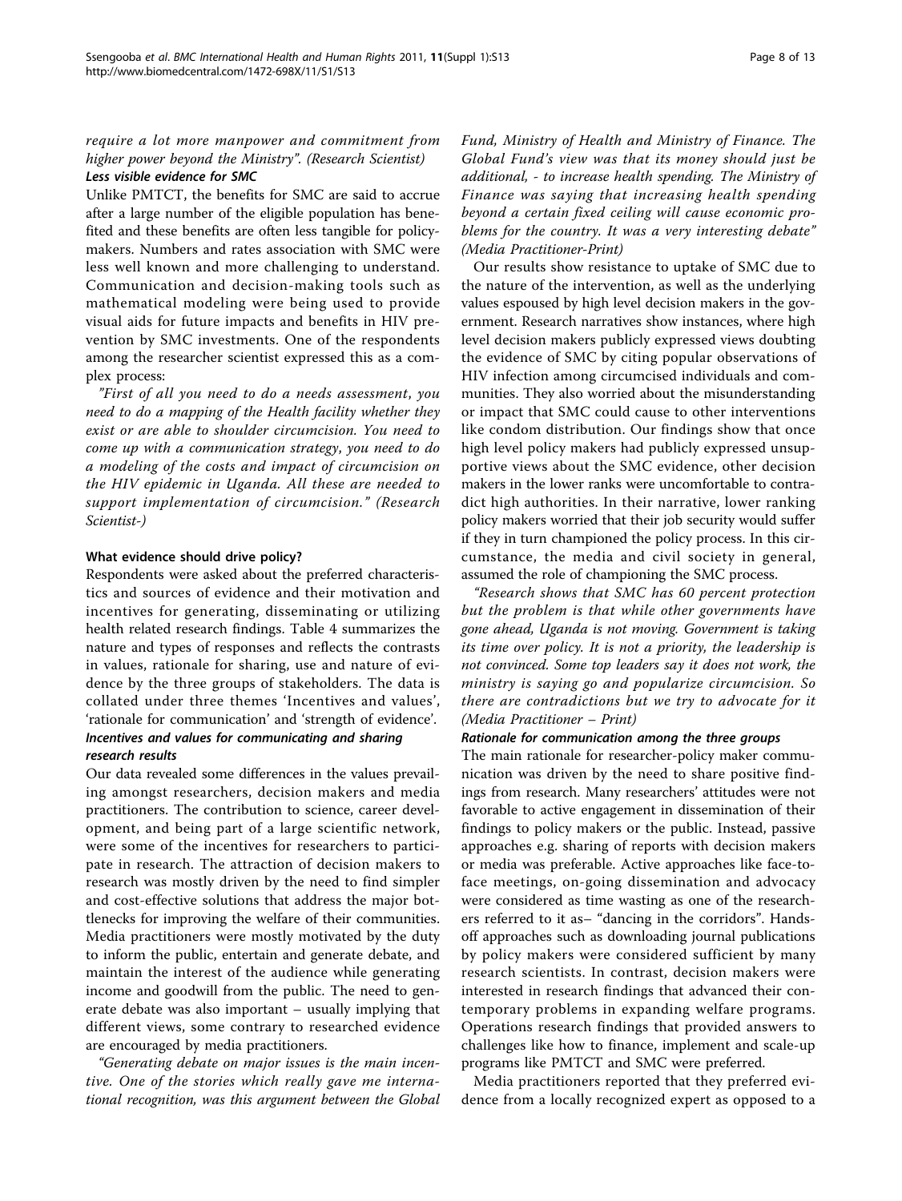*require a lot more manpower and commitment from higher power beyond the Ministry". (Research Scientist)*

#### *Less visible evidence for SMC*

Unlike PMTCT, the benefits for SMC are said to accrue after a large number of the eligible population has benefited and these benefits are often less tangible for policymakers. Numbers and rates association with SMC were less well known and more challenging to understand. Communication and decision-making tools such as mathematical modeling were being used to provide visual aids for future impacts and benefits in HIV prevention by SMC investments. One of the respondents among the researcher scientist expressed this as a complex process:

*"First of all you need to do a needs assessment, you need to do a mapping of the Health facility whether they exist or are able to shoulder circumcision. You need to come up with a communication strategy, you need to do a modeling of the costs and impact of circumcision on the HIV epidemic in Uganda. All these are needed to support implementation of circumcision." (Research Scientist-)*

### What evidence should drive policy?

Respondents were asked about the preferred characteristics and sources of evidence and their motivation and incentives for generating, disseminating or utilizing health related research findings. Table 4 summarizes the nature and types of responses and reflects the contrasts in values, rationale for sharing, use and nature of evidence by the three groups of stakeholders. The data is collated under three themes 'Incentives and values', 'rationale for communication' and 'strength of evidence'.

#### *Incentives and values for communicating and sharing research results*

Our data revealed some differences in the values prevailing amongst researchers, decision makers and media practitioners. The contribution to science, career development, and being part of a large scientific network, were some of the incentives for researchers to participate in research. The attraction of decision makers to research was mostly driven by the need to find simpler and cost-effective solutions that address the major bottlenecks for improving the welfare of their communities. Media practitioners were mostly motivated by the duty to inform the public, entertain and generate debate, and maintain the interest of the audience while generating income and goodwill from the public. The need to generate debate was also important – usually implying that different views, some contrary to researched evidence are encouraged by media practitioners.

*"Generating debate on major issues is the main incentive. One of the stories which really gave me international recognition, was this argument between the Global Fund, Ministry of Health and Ministry of Finance. The Global Fund's view was that its money should just be additional, - to increase health spending. The Ministry of Finance was saying that increasing health spending beyond a certain fixed ceiling will cause economic problems for the country. It was a very interesting debate" (Media Practitioner-Print)*

Our results show resistance to uptake of SMC due to the nature of the intervention, as well as the underlying values espoused by high level decision makers in the government. Research narratives show instances, where high level decision makers publicly expressed views doubting the evidence of SMC by citing popular observations of HIV infection among circumcised individuals and communities. They also worried about the misunderstanding or impact that SMC could cause to other interventions like condom distribution. Our findings show that once high level policy makers had publicly expressed unsupportive views about the SMC evidence, other decision makers in the lower ranks were uncomfortable to contradict high authorities. In their narrative, lower ranking policy makers worried that their job security would suffer if they in turn championed the policy process. In this circumstance, the media and civil society in general, assumed the role of championing the SMC process.

*"Research shows that SMC has 60 percent protection but the problem is that while other governments have gone ahead, Uganda is not moving. Government is taking its time over policy. It is not a priority, the leadership is not convinced. Some top leaders say it does not work, the ministry is saying go and popularize circumcision. So there are contradictions but we try to advocate for it (Media Practitioner – Print)*

#### *Rationale for communication among the three groups*

The main rationale for researcher-policy maker communication was driven by the need to share positive findings from research. Many researchers' attitudes were not favorable to active engagement in dissemination of their findings to policy makers or the public. Instead, passive approaches e.g. sharing of reports with decision makers or media was preferable. Active approaches like face-to-face meetings, on-going dissemination and advocacy were considered as time wasting as one of the researchers referred to it as– "dancing in the corridors". Hands-off approaches such as downloading journal publications by policy makers were considered sufficient by many research scientists. In contrast, decision makers were interested in research findings that advanced their contemporary problems in expanding welfare programs. Operations research findings that provided answers to challenges like how to finance, implement and scale-up programs like PMTCT and SMC were preferred.

Media practitioners reported that they preferred evidence from a locally recognized expert as opposed to a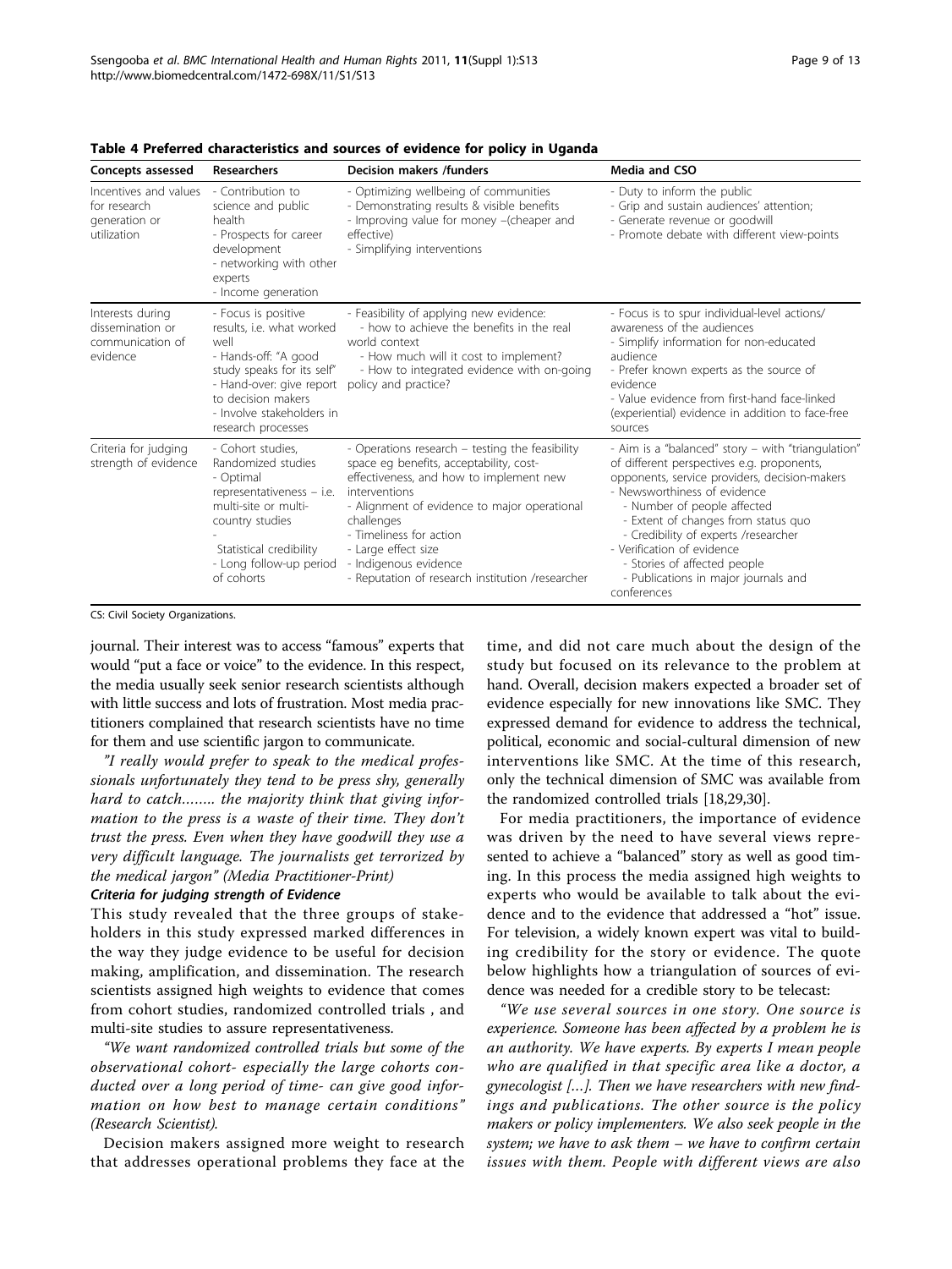**Table 4 Preferred characteristics and sources of evidence for policy in Uganda**

| Concepts assessed | Researchers | Decision makers /funders | Media and CSO |
|---|---|---|---|
| Incentives and values for research generation or utilization | - Contribution to science and public health<br>- Prospects for career development<br>- networking with other experts<br>- Income generation | - Optimizing wellbeing of communities<br>- Demonstrating results & visible benefits<br>- Improving value for money –(cheaper and effective)<br>- Simplifying interventions | - Duty to inform the public<br>- Grip and sustain audiences' attention;<br>- Generate revenue or goodwill<br>- Promote debate with different view-points |
| Interests during dissemination or communication of evidence | - Focus is positive results, i.e. what worked well<br>- Hands-off: "A good study speaks for its self"<br>- Hand-over: give report to decision makers<br>- Involve stakeholders in research processes | - Feasibility of applying new evidence:<br>- how to achieve the benefits in the real world context<br>- How much will it cost to implement?<br>- How to integrated evidence with on-going policy and practice? | - Focus is to spur individual-level actions/ awareness of the audiences<br>- Simplify information for non-educated audience<br>- Prefer known experts as the source of evidence<br>- Value evidence from first-hand face-linked (experiential) evidence in addition to face-free sources |
| Criteria for judging strength of evidence | - Cohort studies, Randomized studies<br>- Optimal representativeness – i.e. multi-site or multi-country studies<br>- Statistical credibility<br>- Long follow-up period of cohorts | - Operations research – testing the feasibility space eg benefits, acceptability, cost-effectiveness, and how to implement new interventions<br>- Alignment of evidence to major operational challenges<br>- Timeliness for action<br>- Large effect size<br>- Indigenous evidence<br>- Reputation of research institution /researcher | - Aim is a "balanced" story – with "triangulation" of different perspectives e.g. proponents, opponents, service providers, decision-makers<br>- Newsworthiness of evidence<br>- Number of people affected<br>- Extent of changes from status quo<br>- Credibility of experts /researcher<br>- Verification of evidence<br>- Stories of affected people<br>- Publications in major journals and conferences |

CS: Civil Society Organizations.

journal. Their interest was to access "famous" experts that would "put a face or voice" to the evidence. In this respect, the media usually seek senior research scientists although with little success and lots of frustration. Most media practitioners complained that research scientists have no time for them and use scientific jargon to communicate.

*"I really would prefer to speak to the medical professionals unfortunately they tend to be press shy, generally hard to catch........ the majority think that giving information to the press is a waste of their time. They don't trust the press. Even when they have goodwill they use a very difficult language. The journalists get terrorized by the medical jargon" (Media Practitioner-Print)*

#### Criteria for judging strength of Evidence

This study revealed that the three groups of stakeholders in this study expressed marked differences in the way they judge evidence to be useful for decision making, amplification, and dissemination. The research scientists assigned high weights to evidence that comes from cohort studies, randomized controlled trials , and multi-site studies to assure representativeness.

*"We want randomized controlled trials but some of the observational cohort- especially the large cohorts conducted over a long period of time- can give good information on how best to manage certain conditions" (Research Scientist).*

Decision makers assigned more weight to research that addresses operational problems they face at the time, and did not care much about the design of the study but focused on its relevance to the problem at hand. Overall, decision makers expected a broader set of evidence especially for new innovations like SMC. They expressed demand for evidence to address the technical, political, economic and social-cultural dimension of new interventions like SMC. At the time of this research, only the technical dimension of SMC was available from the randomized controlled trials [18,29,30].

For media practitioners, the importance of evidence was driven by the need to have several views represented to achieve a "balanced" story as well as good timing. In this process the media assigned high weights to experts who would be available to talk about the evidence and to the evidence that addressed a "hot" issue. For television, a widely known expert was vital to building credibility for the story or evidence. The quote below highlights how a triangulation of sources of evidence was needed for a credible story to be telecast:

*"We use several sources in one story. One source is experience. Someone has been affected by a problem he is an authority. We have experts. By experts I mean people who are qualified in that specific area like a doctor, a gynecologist [...]. Then we have researchers with new findings and publications. The other source is the policy makers or policy implementers. We also seek people in the system; we have to ask them – we have to confirm certain issues with them. People with different views are also*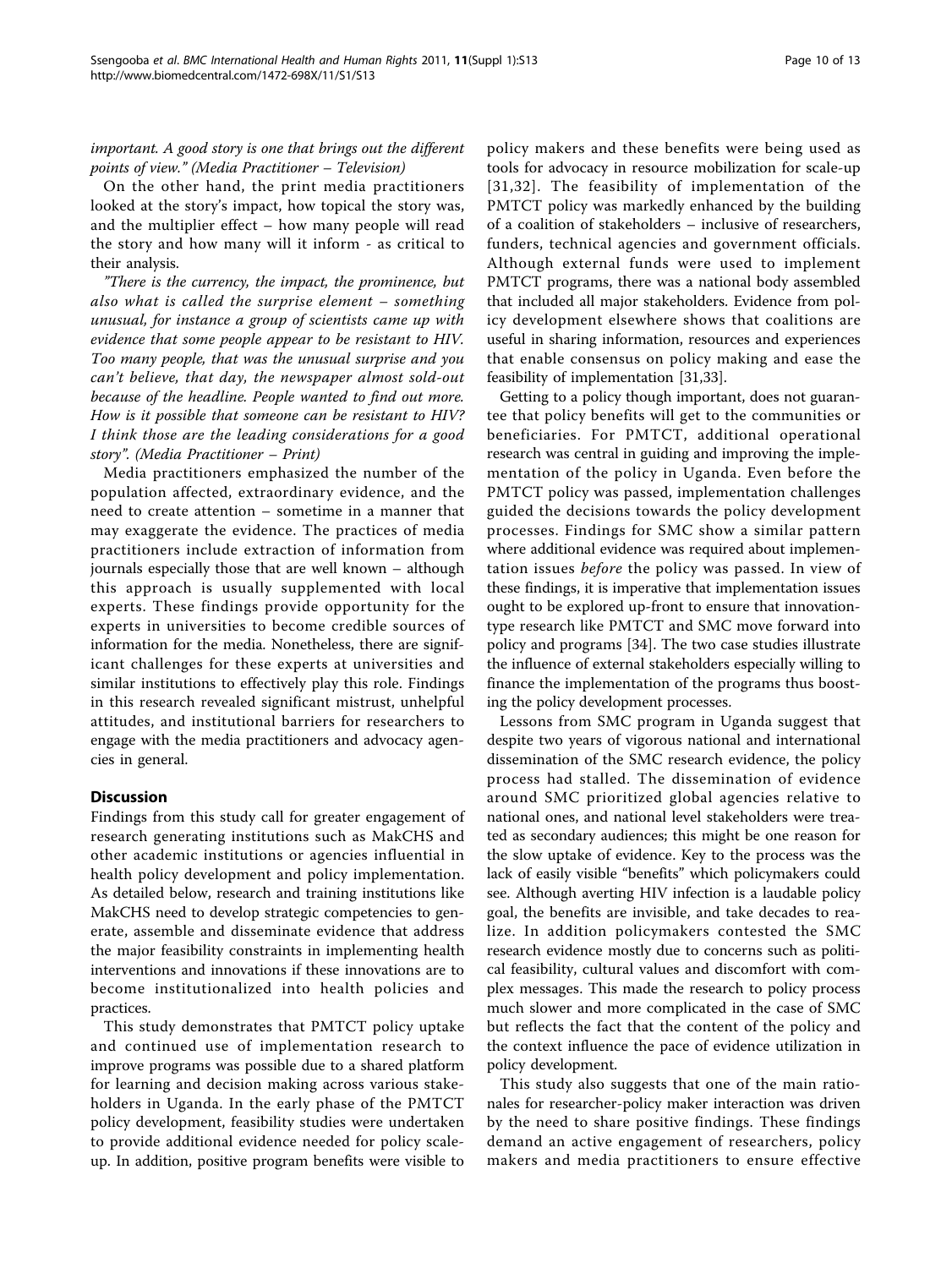*important. A good story is one that brings out the different points of view." (Media Practitioner – Television)*

On the other hand, the print media practitioners looked at the story's impact, how topical the story was, and the multiplier effect – how many people will read the story and how many will it inform - as critical to their analysis.

*"There is the currency, the impact, the prominence, but also what is called the surprise element – something unusual, for instance a group of scientists came up with evidence that some people appear to be resistant to HIV. Too many people, that was the unusual surprise and you can't believe, that day, the newspaper almost sold-out because of the headline. People wanted to find out more. How is it possible that someone can be resistant to HIV? I think those are the leading considerations for a good story". (Media Practitioner – Print)*

Media practitioners emphasized the number of the population affected, extraordinary evidence, and the need to create attention – sometime in a manner that may exaggerate the evidence. The practices of media practitioners include extraction of information from journals especially those that are well known – although this approach is usually supplemented with local experts. These findings provide opportunity for the experts in universities to become credible sources of information for the media. Nonetheless, there are significant challenges for these experts at universities and similar institutions to effectively play this role. Findings in this research revealed significant mistrust, unhelpful attitudes, and institutional barriers for researchers to engage with the media practitioners and advocacy agencies in general.

## Discussion

Findings from this study call for greater engagement of research generating institutions such as MakCHS and other academic institutions or agencies influential in health policy development and policy implementation. As detailed below, research and training institutions like MakCHS need to develop strategic competencies to generate, assemble and disseminate evidence that address the major feasibility constraints in implementing health interventions and innovations if these innovations are to become institutionalized into health policies and practices.

This study demonstrates that PMTCT policy uptake and continued use of implementation research to improve programs was possible due to a shared platform for learning and decision making across various stakeholders in Uganda. In the early phase of the PMTCT policy development, feasibility studies were undertaken to provide additional evidence needed for policy scale-up. In addition, positive program benefits were visible to policy makers and these benefits were being used as tools for advocacy in resource mobilization for scale-up [31,32]. The feasibility of implementation of the PMTCT policy was markedly enhanced by the building of a coalition of stakeholders – inclusive of researchers, funders, technical agencies and government officials. Although external funds were used to implement PMTCT programs, there was a national body assembled that included all major stakeholders. Evidence from policy development elsewhere shows that coalitions are useful in sharing information, resources and experiences that enable consensus on policy making and ease the feasibility of implementation [31,33].

Getting to a policy though important, does not guarantee that policy benefits will get to the communities or beneficiaries. For PMTCT, additional operational research was central in guiding and improving the implementation of the policy in Uganda. Even before the PMTCT policy was passed, implementation challenges guided the decisions towards the policy development processes. Findings for SMC show a similar pattern where additional evidence was required about implementation issues *before* the policy was passed. In view of these findings, it is imperative that implementation issues ought to be explored up-front to ensure that innovation-type research like PMTCT and SMC move forward into policy and programs [34]. The two case studies illustrate the influence of external stakeholders especially willing to finance the implementation of the programs thus boosting the policy development processes.

Lessons from SMC program in Uganda suggest that despite two years of vigorous national and international dissemination of the SMC research evidence, the policy process had stalled. The dissemination of evidence around SMC prioritized global agencies relative to national ones, and national level stakeholders were treated as secondary audiences; this might be one reason for the slow uptake of evidence. Key to the process was the lack of easily visible "benefits" which policymakers could see. Although averting HIV infection is a laudable policy goal, the benefits are invisible, and take decades to realize. In addition policymakers contested the SMC research evidence mostly due to concerns such as political feasibility, cultural values and discomfort with complex messages. This made the research to policy process much slower and more complicated in the case of SMC but reflects the fact that the content of the policy and the context influence the pace of evidence utilization in policy development.

This study also suggests that one of the main rationales for researcher-policy maker interaction was driven by the need to share positive findings. These findings demand an active engagement of researchers, policy makers and media practitioners to ensure effective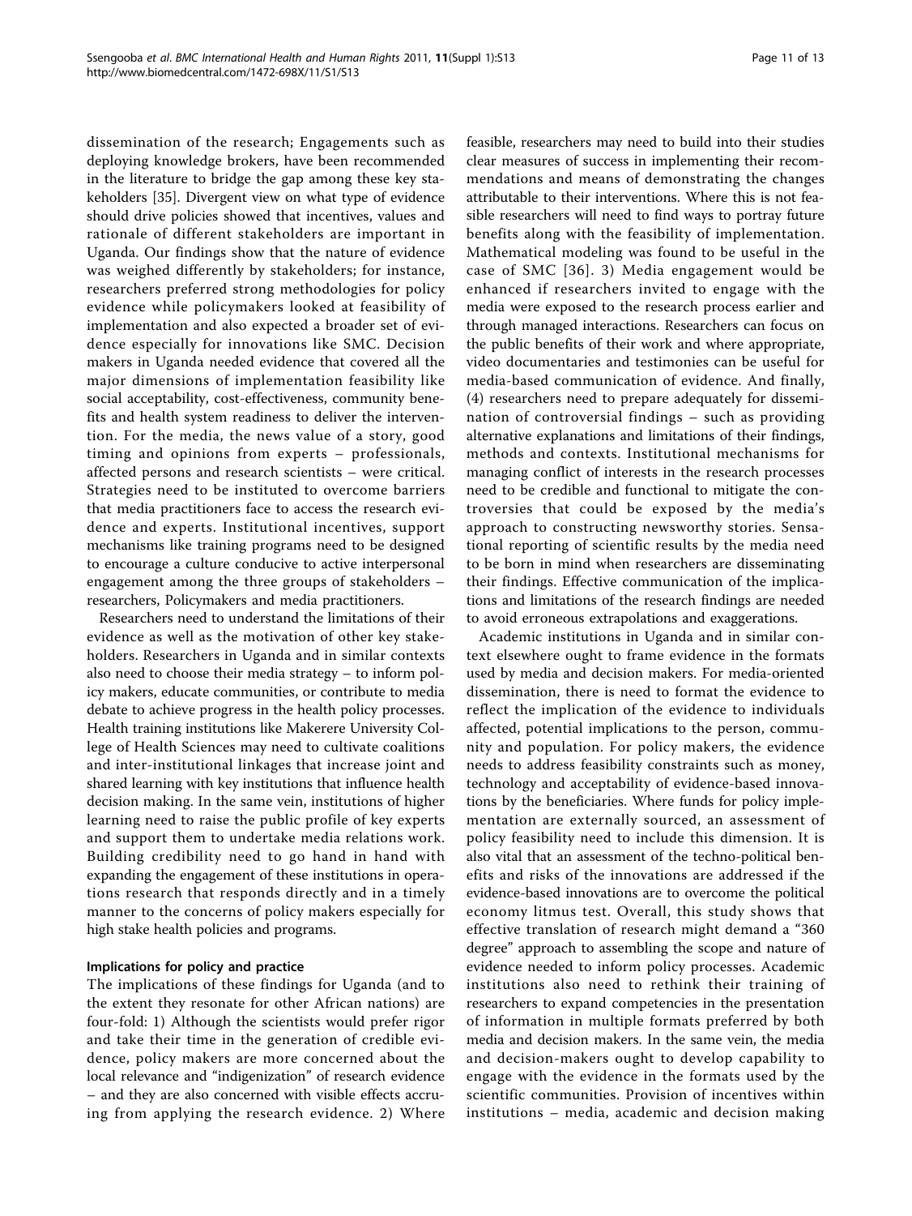dissemination of the research; Engagements such as deploying knowledge brokers, have been recommended in the literature to bridge the gap among these key stakeholders [35]. Divergent view on what type of evidence should drive policies showed that incentives, values and rationale of different stakeholders are important in Uganda. Our findings show that the nature of evidence was weighed differently by stakeholders; for instance, researchers preferred strong methodologies for policy evidence while policymakers looked at feasibility of implementation and also expected a broader set of evidence especially for innovations like SMC. Decision makers in Uganda needed evidence that covered all the major dimensions of implementation feasibility like social acceptability, cost-effectiveness, community benefits and health system readiness to deliver the intervention. For the media, the news value of a story, good timing and opinions from experts – professionals, affected persons and research scientists – were critical. Strategies need to be instituted to overcome barriers that media practitioners face to access the research evidence and experts. Institutional incentives, support mechanisms like training programs need to be designed to encourage a culture conducive to active interpersonal engagement among the three groups of stakeholders – researchers, Policymakers and media practitioners.

Researchers need to understand the limitations of their evidence as well as the motivation of other key stakeholders. Researchers in Uganda and in similar contexts also need to choose their media strategy – to inform policy makers, educate communities, or contribute to media debate to achieve progress in the health policy processes. Health training institutions like Makerere University College of Health Sciences may need to cultivate coalitions and inter-institutional linkages that increase joint and shared learning with key institutions that influence health decision making. In the same vein, institutions of higher learning need to raise the public profile of key experts and support them to undertake media relations work. Building credibility need to go hand in hand with expanding the engagement of these institutions in operations research that responds directly and in a timely manner to the concerns of policy makers especially for high stake health policies and programs.

### Implications for policy and practice

The implications of these findings for Uganda (and to the extent they resonate for other African nations) are four-fold: 1) Although the scientists would prefer rigor and take their time in the generation of credible evidence, policy makers are more concerned about the local relevance and "indigenization" of research evidence – and they are also concerned with visible effects accruing from applying the research evidence. 2) Where feasible, researchers may need to build into their studies clear measures of success in implementing their recommendations and means of demonstrating the changes attributable to their interventions. Where this is not feasible researchers will need to find ways to portray future benefits along with the feasibility of implementation. Mathematical modeling was found to be useful in the case of SMC [36]. 3) Media engagement would be enhanced if researchers invited to engage with the media were exposed to the research process earlier and through managed interactions. Researchers can focus on the public benefits of their work and where appropriate, video documentaries and testimonies can be useful for media-based communication of evidence. And finally, (4) researchers need to prepare adequately for dissemination of controversial findings – such as providing alternative explanations and limitations of their findings, methods and contexts. Institutional mechanisms for managing conflict of interests in the research processes need to be credible and functional to mitigate the controversies that could be exposed by the media's approach to constructing newsworthy stories. Sensational reporting of scientific results by the media need to be born in mind when researchers are disseminating their findings. Effective communication of the implications and limitations of the research findings are needed to avoid erroneous extrapolations and exaggerations.

Academic institutions in Uganda and in similar context elsewhere ought to frame evidence in the formats used by media and decision makers. For media-oriented dissemination, there is need to format the evidence to reflect the implication of the evidence to individuals affected, potential implications to the person, community and population. For policy makers, the evidence needs to address feasibility constraints such as money, technology and acceptability of evidence-based innovations by the beneficiaries. Where funds for policy implementation are externally sourced, an assessment of policy feasibility need to include this dimension. It is also vital that an assessment of the techno-political benefits and risks of the innovations are addressed if the evidence-based innovations are to overcome the political economy litmus test. Overall, this study shows that effective translation of research might demand a "360 degree" approach to assembling the scope and nature of evidence needed to inform policy processes. Academic institutions also need to rethink their training of researchers to expand competencies in the presentation of information in multiple formats preferred by both media and decision makers. In the same vein, the media and decision-makers ought to develop capability to engage with the evidence in the formats used by the scientific communities. Provision of incentives within institutions – media, academic and decision making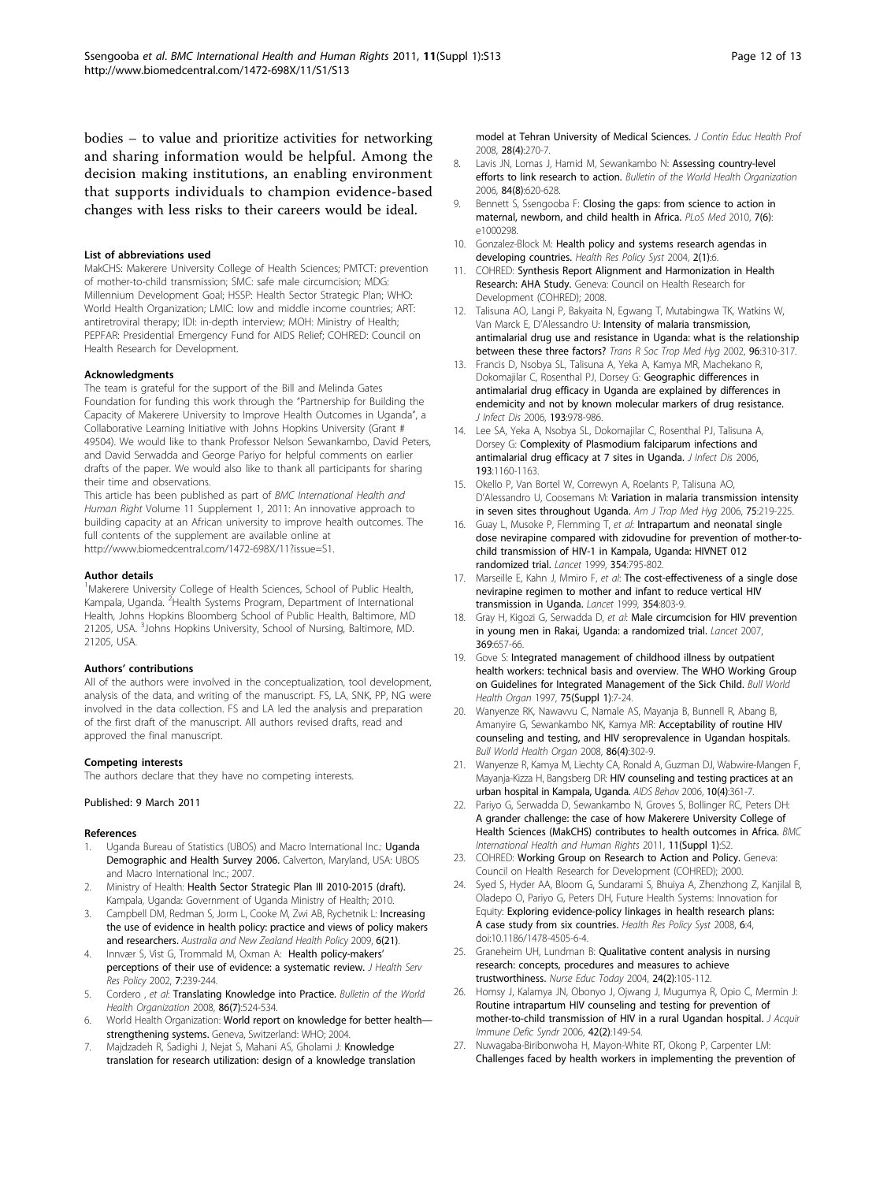bodies – to value and prioritize activities for networking and sharing information would be helpful. Among the decision making institutions, an enabling environment that supports individuals to champion evidence-based changes with less risks to their careers would be ideal.

#### List of abbreviations used

MakCHS: Makerere University College of Health Sciences; PMTCT: prevention of mother-to-child transmission; SMC: safe male circumcision; MDG: Millennium Development Goal; HSSP: Health Sector Strategic Plan; WHO: World Health Organization; LMIC: low and middle income countries; ART: antiretroviral therapy; IDI: in-depth interview; MOH: Ministry of Health; PEPFAR: Presidential Emergency Fund for AIDS Relief; COHRED: Council on Health Research for Development.

#### Acknowledgments

The team is grateful for the support of the Bill and Melinda Gates Foundation for funding this work through the "Partnership for Building the Capacity of Makerere University to Improve Health Outcomes in Uganda", a Collaborative Learning Initiative with Johns Hopkins University (Grant # 49504). We would like to thank Professor Nelson Sewankambo, David Peters, and David Serwadda and George Pariyo for helpful comments on earlier drafts of the paper. We would also like to thank all participants for sharing their time and observations.

This article has been published as part of *BMC International Health and Human Right* Volume 11 Supplement 1, 2011: An innovative approach to building capacity at an African university to improve health outcomes. The full contents of the supplement are available online at http://www.biomedcentral.com/1472-698X/11?issue=S1.

#### Author details

[1]Makerere University College of Health Sciences, School of Public Health, Kampala, Uganda. [2]Health Systems Program, Department of International Health, Johns Hopkins Bloomberg School of Public Health, Baltimore, MD 21205, USA. [3]Johns Hopkins University, School of Nursing, Baltimore, MD. 21205, USA.

#### Authors' contributions

All of the authors were involved in the conceptualization, tool development, analysis of the data, and writing of the manuscript. FS, LA, SNK, PP, NG were involved in the data collection. FS and LA led the analysis and preparation of the first draft of the manuscript. All authors revised drafts, read and approved the final manuscript.

#### Competing interests

The authors declare that they have no competing interests.

Published: 9 March 2011

#### References

1. Uganda Bureau of Statistics (UBOS) and Macro International Inc.: **Uganda Demographic and Health Survey 2006.** Calverton, Maryland, USA: UBOS and Macro International Inc.; 2007.
2. Ministry of Health: **Health Sector Strategic Plan III 2010-2015 (draft).** Kampala, Uganda: Government of Uganda Ministry of Health; 2010.
3. Campbell DM, Redman S, Jorm L, Cooke M, Zwi AB, Rychetnik L: **Increasing the use of evidence in health policy: practice and views of policy makers and researchers.** *Australia and New Zealand Health Policy* 2009, **6(21)**.
4. Innvær S, Vist G, Trommald M, Oxman A: **Health policy-makers' perceptions of their use of evidence: a systematic review.** *J Health Serv Res Policy* 2002, **7**:239-244.
5. Cordero , *et al*: **Translating Knowledge into Practice.** *Bulletin of the World Health Organization* 2008, **86(7)**:524-534.
6. World Health Organization: **World report on knowledge for better health—strengthening systems.** Geneva, Switzerland: WHO; 2004.
7. Majdzadeh R, Sadighi J, Nejat S, Mahani AS, Gholami J: **Knowledge translation for research utilization: design of a knowledge translation model at Tehran University of Medical Sciences.** *J Contin Educ Health Prof* 2008, **28(4)**:270-7.
8. Lavis JN, Lomas J, Hamid M, Sewankambo N: **Assessing country-level efforts to link research to action.** *Bulletin of the World Health Organization* 2006, **84(8)**:620-628.
9. Bennett S, Ssengooba F: **Closing the gaps: from science to action in maternal, newborn, and child health in Africa.** *PLoS Med* 2010, **7(6)**: e1000298.
10. Gonzalez-Block M: **Health policy and systems research agendas in developing countries.** *Health Res Policy Syst* 2004, **2(1)**:6.
11. COHRED: **Synthesis Report Alignment and Harmonization in Health Research: AHA Study.** Geneva: Council on Health Research for Development (COHRED); 2008.
12. Talisuna AO, Langi P, Bakyaita N, Egwang T, Mutabingwa TK, Watkins W, Van Marck E, D'Alessandro U: **Intensity of malaria transmission, antimalarial drug use and resistance in Uganda: what is the relationship between these three factors?** *Trans R Soc Trop Med Hyg* 2002, **96**:310-317.
13. Francis D, Nsobya SL, Talisuna A, Yeka A, Kamya MR, Machekano R, Dokomajilar C, Rosenthal PJ, Dorsey G: **Geographic differences in antimalarial drug efficacy in Uganda are explained by differences in endemicity and not by known molecular markers of drug resistance.** *J Infect Dis* 2006, **193**:978-986.
14. Lee SA, Yeka A, Nsobya SL, Dokomajilar C, Rosenthal PJ, Talisuna A, Dorsey G: **Complexity of Plasmodium falciparum infections and antimalarial drug efficacy at 7 sites in Uganda.** *J Infect Dis* 2006, **193**:1160-1163.
15. Okello P, Van Bortel W, Correwyn A, Roelants P, Talisuna AO, D'Alessandro U, Coosemans M: **Variation in malaria transmission intensity in seven sites throughout Uganda.** *Am J Trop Med Hyg* 2006, **75**:219-225.
16. Guay L, Musoke P, Flemming T, *et al*: **Intrapartum and neonatal single dose nevirapine compared with zidovudine for prevention of mother-to-child transmission of HIV-1 in Kampala, Uganda: HIVNET 012 randomized trial.** *Lancet* 1999, **354**:795-802.
17. Marseille E, Kahn J, Mmiro F, *et al*: **The cost-effectiveness of a single dose nevirapine regimen to mother and infant to reduce vertical HIV transmission in Uganda.** *Lancet* 1999, **354**:803-9.
18. Gray H, Kigozi G, Serwadda D, *et al*: **Male circumcision for HIV prevention in young men in Rakai, Uganda: a randomized trial.** *Lancet* 2007, **369**:657-66.
19. Gove S: **Integrated management of childhood illness by outpatient health workers: technical basis and overview. The WHO Working Group on Guidelines for Integrated Management of the Sick Child.** *Bull World Health Organ* 1997, **75(Suppl 1)**:7-24.
20. Wanyenze RK, Nawavvu C, Namale AS, Mayanja B, Bunnell R, Abang B, Amanyire G, Sewankambo NK, Kamya MR: **Acceptability of routine HIV counseling and testing, and HIV seroprevalence in Ugandan hospitals.** *Bull World Health Organ* 2008, **86(4)**:302-9.
21. Wanyenze R, Kamya M, Liechty CA, Ronald A, Guzman DJ, Wabwire-Mangen F, Mayanja-Kizza H, Bangsberg DR: **HIV counseling and testing practices at an urban hospital in Kampala, Uganda.** *AIDS Behav* 2006, **10(4)**:361-7.
22. Pariyo G, Serwadda D, Sewankambo N, Groves S, Bollinger RC, Peters DH: **A grander challenge: the case of how Makerere University College of Health Sciences (MakCHS) contributes to health outcomes in Africa.** *BMC International Health and Human Rights* 2011, **11(Suppl 1)**:S2.
23. COHRED: **Working Group on Research to Action and Policy.** Geneva: Council on Health Research for Development (COHRED); 2000.
24. Syed S, Hyder AA, Bloom G, Sundarami S, Bhuiya A, Zhenzhong Z, Kanjilal B, Oladepo O, Pariyo G, Peters DH, Future Health Systems: Innovation for Equity: **Exploring evidence-policy linkages in health research plans: A case study from six countries.** *Health Res Policy Syst* 2008, **6**:4, doi:10.1186/1478-4505-6-4.
25. Graneheim UH, Lundman B: **Qualitative content analysis in nursing research: concepts, procedures and measures to achieve trustworthiness.** *Nurse Educ Today* 2004, **24(2)**:105-112.
26. Homsy J, Kalamya JN, Obonyo J, Ojwang J, Mugumya R, Opio C, Mermin J: **Routine intrapartum HIV counseling and testing for prevention of mother-to-child transmission of HIV in a rural Ugandan hospital.** *J Acquir Immune Defic Syndr* 2006, **42(2)**:149-54.
27. Nuwagaba-Biribonwoha H, Mayon-White RT, Okong P, Carpenter LM: **Challenges faced by health workers in implementing the prevention of**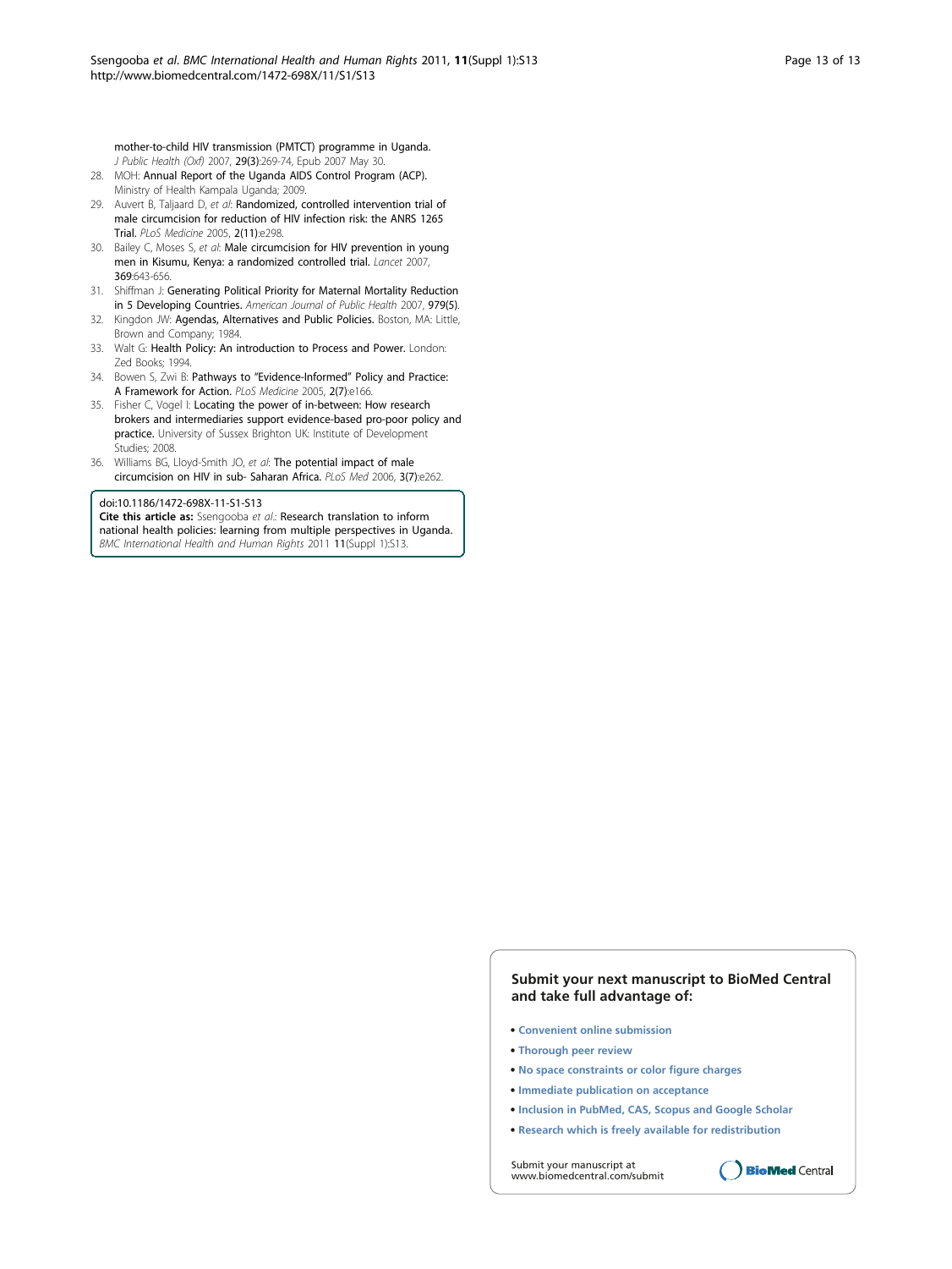mother-to-child HIV transmission (PMTCT) programme in Uganda. *J Public Health (Oxf)* 2007, **29(3)**:269-74, Epub 2007 May 30.

28. MOH: **Annual Report of the Uganda AIDS Control Program (ACP).** Ministry of Health Kampala Uganda; 2009.
29. Auvert B, Taljaard D, *et al*: **Randomized, controlled intervention trial of male circumcision for reduction of HIV infection risk: the ANRS 1265 Trial.** *PLoS Medicine* 2005, **2(11)**:e298.
30. Bailey C, Moses S, *et al*: **Male circumcision for HIV prevention in young men in Kisumu, Kenya: a randomized controlled trial.** *Lancet* 2007, **369**:643-656.
31. Shiffman J: **Generating Political Priority for Maternal Mortality Reduction in 5 Developing Countries.** *American Journal of Public Health* 2007, **979(5)**.
32. Kingdon JW: **Agendas, Alternatives and Public Policies.** Boston, MA: Little, Brown and Company; 1984.
33. Walt G: **Health Policy: An introduction to Process and Power.** London: Zed Books; 1994.
34. Bowen S, Zwi B: **Pathways to "Evidence-Informed" Policy and Practice: A Framework for Action.** *PLoS Medicine* 2005, **2(7)**:e166.
35. Fisher C, Vogel I: **Locating the power of in-between: How research brokers and intermediaries support evidence-based pro-poor policy and practice.** University of Sussex Brighton UK: Institute of Development Studies; 2008.
36. Williams BG, Lloyd-Smith JO, *et al*: **The potential impact of male circumcision on HIV in sub- Saharan Africa.** *PLoS Med* 2006, **3(7)**:e262.

doi:10.1186/1472-698X-11-S1-S13

**Cite this article as:** Ssengooba *et al.*: Research translation to inform national health policies: learning from multiple perspectives in Uganda. *BMC International Health and Human Rights* 2011 **11**(Suppl 1):S13.

**Submit your next manuscript to BioMed Central and take full advantage of:**

- Convenient online submission
- Thorough peer review
- No space constraints or color figure charges
- Immediate publication on acceptance
- Inclusion in PubMed, CAS, Scopus and Google Scholar
- Research which is freely available for redistribution

Submit your manuscript at www.biomedcentral.com/submit

BioMed Central